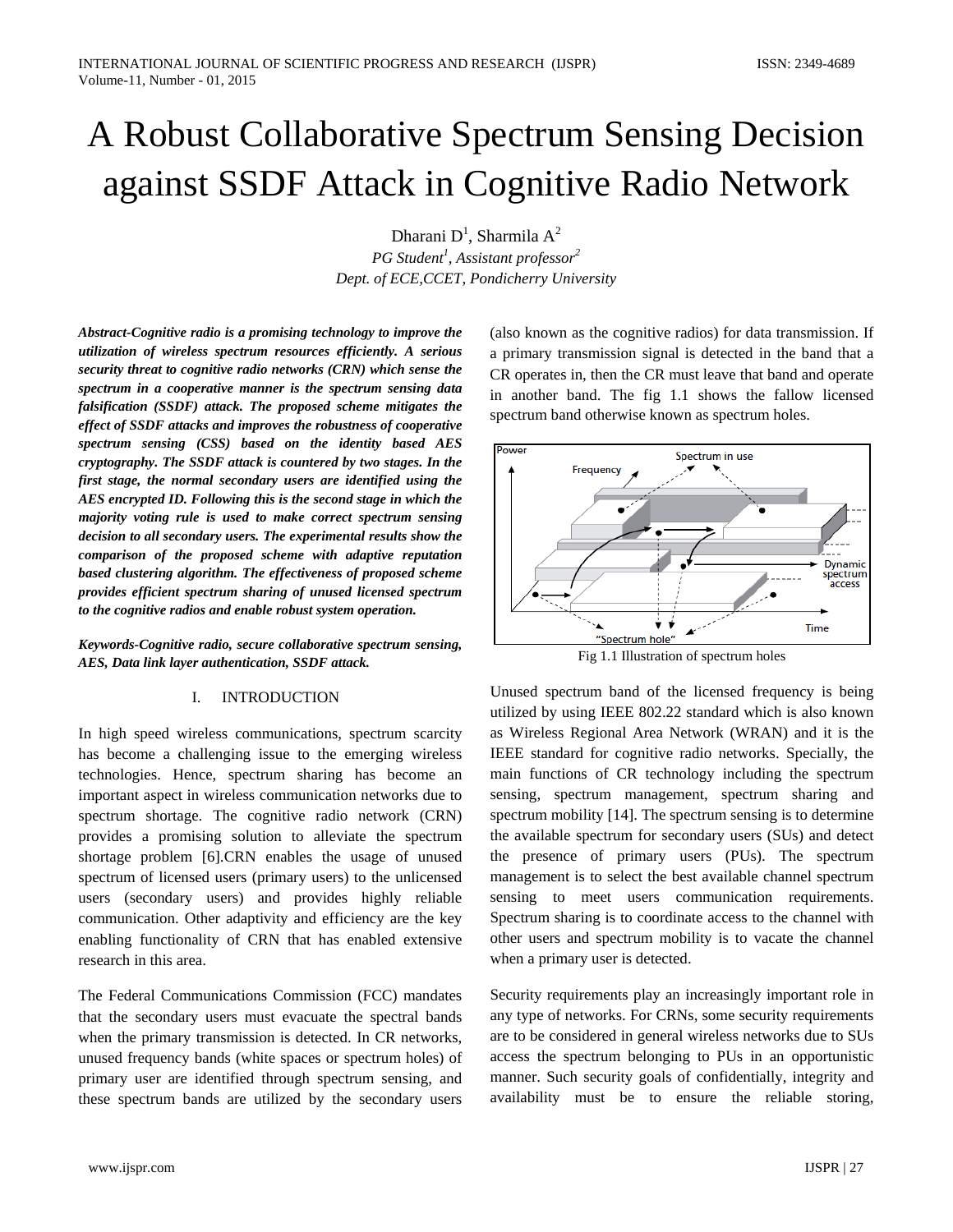# A Robust Collaborative Spectrum Sensing Decision against SSDF Attack in Cognitive Radio Network

Dharani D[1], Sharmila A[2]

*PG Student[1], Assistant professor[2]*

*Dept. of ECE,CCET, Pondicherry University*

***Abstract-Cognitive radio is a promising technology to improve the utilization of wireless spectrum resources efficiently. A serious security threat to cognitive radio networks (CRN) which sense the spectrum in a cooperative manner is the spectrum sensing data falsification (SSDF) attack. The proposed scheme mitigates the effect of SSDF attacks and improves the robustness of cooperative spectrum sensing (CSS) based on the identity based AES cryptography. The SSDF attack is countered by two stages. In the first stage, the normal secondary users are identified using the AES encrypted ID. Following this is the second stage in which the majority voting rule is used to make correct spectrum sensing decision to all secondary users. The experimental results show the comparison of the proposed scheme with adaptive reputation based clustering algorithm. The effectiveness of proposed scheme provides efficient spectrum sharing of unused licensed spectrum to the cognitive radios and enable robust system operation.***

***Keywords-Cognitive radio, secure collaborative spectrum sensing, AES, Data link layer authentication, SSDF attack.***

## I. INTRODUCTION

In high speed wireless communications, spectrum scarcity has become a challenging issue to the emerging wireless technologies. Hence, spectrum sharing has become an important aspect in wireless communication networks due to spectrum shortage. The cognitive radio network (CRN) provides a promising solution to alleviate the spectrum shortage problem [6].CRN enables the usage of unused spectrum of licensed users (primary users) to the unlicensed users (secondary users) and provides highly reliable communication. Other adaptivity and efficiency are the key enabling functionality of CRN that has enabled extensive research in this area.

The Federal Communications Commission (FCC) mandates that the secondary users must evacuate the spectral bands when the primary transmission is detected. In CR networks, unused frequency bands (white spaces or spectrum holes) of primary user are identified through spectrum sensing, and these spectrum bands are utilized by the secondary users (also known as the cognitive radios) for data transmission. If a primary transmission signal is detected in the band that a CR operates in, then the CR must leave that band and operate in another band. The fig 1.1 shows the fallow licensed spectrum band otherwise known as spectrum holes.

Fig 1.1 Illustration of spectrum holes

Unused spectrum band of the licensed frequency is being utilized by using IEEE 802.22 standard which is also known as Wireless Regional Area Network (WRAN) and it is the IEEE standard for cognitive radio networks. Specially, the main functions of CR technology including the spectrum sensing, spectrum management, spectrum sharing and spectrum mobility [14]. The spectrum sensing is to determine the available spectrum for secondary users (SUs) and detect the presence of primary users (PUs). The spectrum management is to select the best available channel spectrum sensing to meet users communication requirements. Spectrum sharing is to coordinate access to the channel with other users and spectrum mobility is to vacate the channel when a primary user is detected.

Security requirements play an increasingly important role in any type of networks. For CRNs, some security requirements are to be considered in general wireless networks due to SUs access the spectrum belonging to PUs in an opportunistic manner. Such security goals of confidentially, integrity and availability must be to ensure the reliable storing,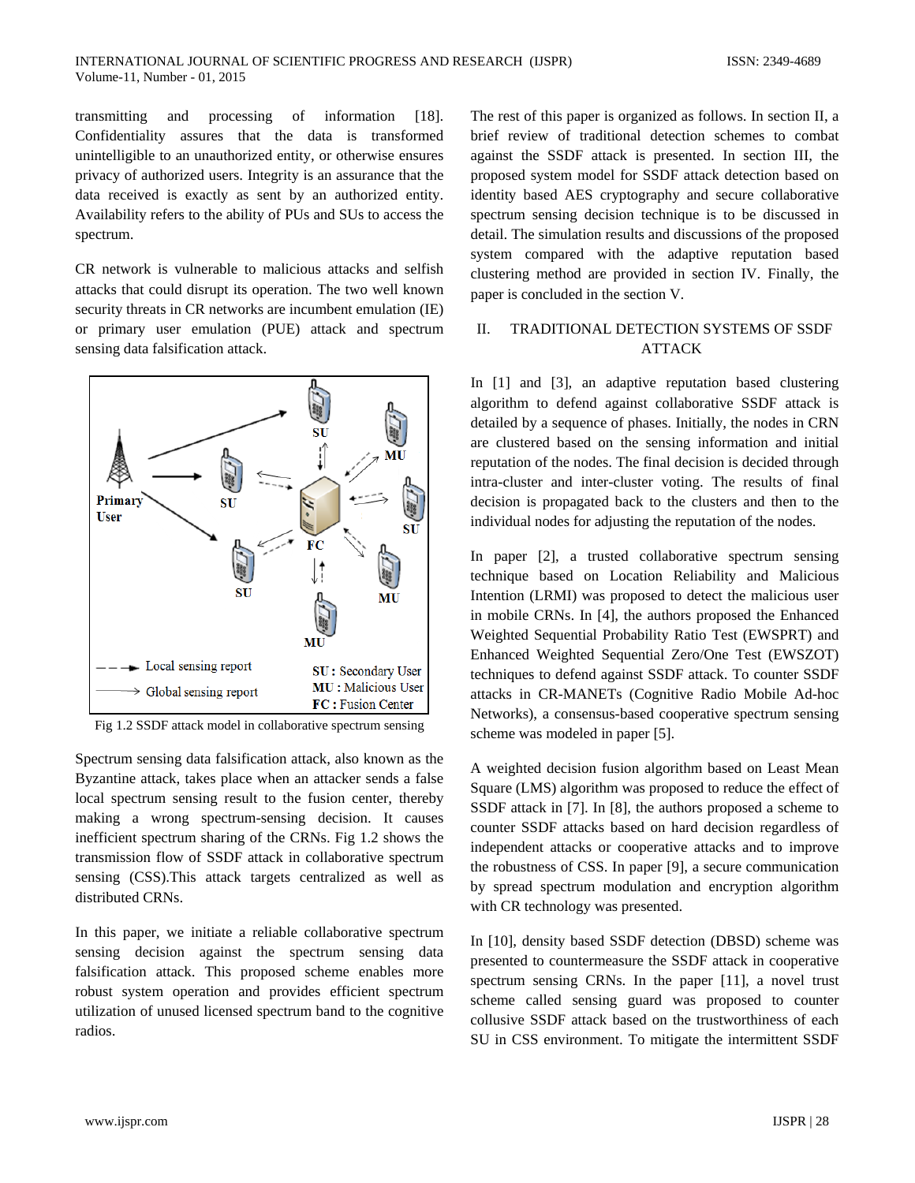transmitting and processing of information [18]. Confidentiality assures that the data is transformed unintelligible to an unauthorized entity, or otherwise ensures privacy of authorized users. Integrity is an assurance that the data received is exactly as sent by an authorized entity. Availability refers to the ability of PUs and SUs to access the spectrum.

CR network is vulnerable to malicious attacks and selfish attacks that could disrupt its operation. The two well known security threats in CR networks are incumbent emulation (IE) or primary user emulation (PUE) attack and spectrum sensing data falsification attack.

Fig 1.2 SSDF attack model in collaborative spectrum sensing

Spectrum sensing data falsification attack, also known as the Byzantine attack, takes place when an attacker sends a false local spectrum sensing result to the fusion center, thereby making a wrong spectrum-sensing decision. It causes inefficient spectrum sharing of the CRNs. Fig 1.2 shows the transmission flow of SSDF attack in collaborative spectrum sensing (CSS).This attack targets centralized as well as distributed CRNs.

In this paper, we initiate a reliable collaborative spectrum sensing decision against the spectrum sensing data falsification attack. This proposed scheme enables more robust system operation and provides efficient spectrum utilization of unused licensed spectrum band to the cognitive radios.

The rest of this paper is organized as follows. In section II, a brief review of traditional detection schemes to combat against the SSDF attack is presented. In section III, the proposed system model for SSDF attack detection based on identity based AES cryptography and secure collaborative spectrum sensing decision technique is to be discussed in detail. The simulation results and discussions of the proposed system compared with the adaptive reputation based clustering method are provided in section IV. Finally, the paper is concluded in the section V.

## II. TRADITIONAL DETECTION SYSTEMS OF SSDF ATTACK

In [1] and [3], an adaptive reputation based clustering algorithm to defend against collaborative SSDF attack is detailed by a sequence of phases. Initially, the nodes in CRN are clustered based on the sensing information and initial reputation of the nodes. The final decision is decided through intra-cluster and inter-cluster voting. The results of final decision is propagated back to the clusters and then to the individual nodes for adjusting the reputation of the nodes.

In paper [2], a trusted collaborative spectrum sensing technique based on Location Reliability and Malicious Intention (LRMI) was proposed to detect the malicious user in mobile CRNs. In [4], the authors proposed the Enhanced Weighted Sequential Probability Ratio Test (EWSPRT) and Enhanced Weighted Sequential Zero/One Test (EWSZOT) techniques to defend against SSDF attack. To counter SSDF attacks in CR-MANETs (Cognitive Radio Mobile Ad-hoc Networks), a consensus-based cooperative spectrum sensing scheme was modeled in paper [5].

A weighted decision fusion algorithm based on Least Mean Square (LMS) algorithm was proposed to reduce the effect of SSDF attack in [7]. In [8], the authors proposed a scheme to counter SSDF attacks based on hard decision regardless of independent attacks or cooperative attacks and to improve the robustness of CSS. In paper [9], a secure communication by spread spectrum modulation and encryption algorithm with CR technology was presented.

In [10], density based SSDF detection (DBSD) scheme was presented to countermeasure the SSDF attack in cooperative spectrum sensing CRNs. In the paper [11], a novel trust scheme called sensing guard was proposed to counter collusive SSDF attack based on the trustworthiness of each SU in CSS environment. To mitigate the intermittent SSDF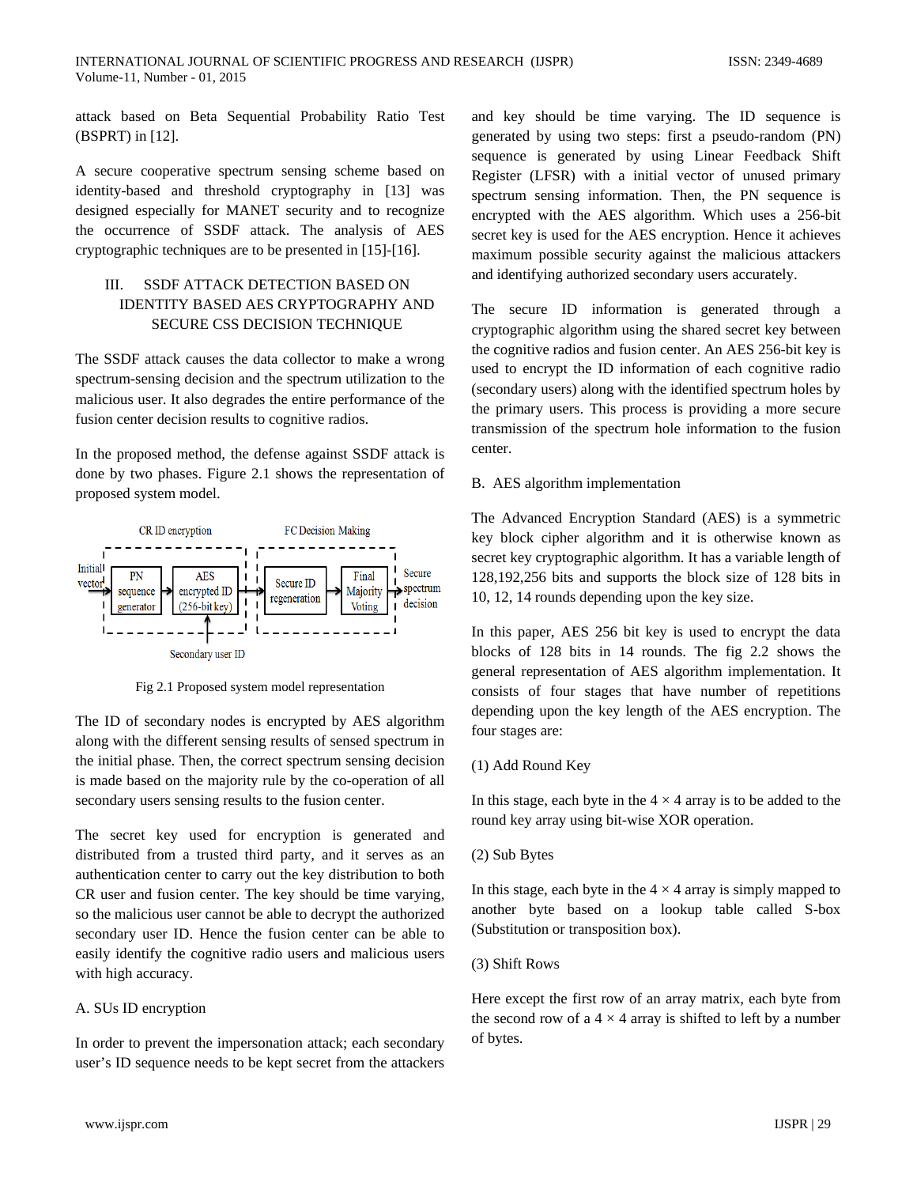attack based on Beta Sequential Probability Ratio Test (BSPRT) in [12].

A secure cooperative spectrum sensing scheme based on identity-based and threshold cryptography in [13] was designed especially for MANET security and to recognize the occurrence of SSDF attack. The analysis of AES cryptographic techniques are to be presented in [15]-[16].

## III. SSDF ATTACK DETECTION BASED ON IDENTITY BASED AES CRYPTOGRAPHY AND SECURE CSS DECISION TECHNIQUE

The SSDF attack causes the data collector to make a wrong spectrum-sensing decision and the spectrum utilization to the malicious user. It also degrades the entire performance of the fusion center decision results to cognitive radios.

In the proposed method, the defense against SSDF attack is done by two phases. Figure 2.1 shows the representation of proposed system model.

CR ID encryption — FC Decision Making

Initial vector → PN sequence generator → AES encrypted ID (256-bit key) → Secure ID regeneration → Final Majority Voting → Secure spectrum decision

Secondary user ID

Fig 2.1 Proposed system model representation

The ID of secondary nodes is encrypted by AES algorithm along with the different sensing results of sensed spectrum in the initial phase. Then, the correct spectrum sensing decision is made based on the majority rule by the co-operation of all secondary users sensing results to the fusion center.

The secret key used for encryption is generated and distributed from a trusted third party, and it serves as an authentication center to carry out the key distribution to both CR user and fusion center. The key should be time varying, so the malicious user cannot be able to decrypt the authorized secondary user ID. Hence the fusion center can be able to easily identify the cognitive radio users and malicious users with high accuracy.

### A. SUs ID encryption

In order to prevent the impersonation attack; each secondary user's ID sequence needs to be kept secret from the attackers and key should be time varying. The ID sequence is generated by using two steps: first a pseudo-random (PN) sequence is generated by using Linear Feedback Shift Register (LFSR) with a initial vector of unused primary spectrum sensing information. Then, the PN sequence is encrypted with the AES algorithm. Which uses a 256-bit secret key is used for the AES encryption. Hence it achieves maximum possible security against the malicious attackers and identifying authorized secondary users accurately.

The secure ID information is generated through a cryptographic algorithm using the shared secret key between the cognitive radios and fusion center. An AES 256-bit key is used to encrypt the ID information of each cognitive radio (secondary users) along with the identified spectrum holes by the primary users. This process is providing a more secure transmission of the spectrum hole information to the fusion center.

### B. AES algorithm implementation

The Advanced Encryption Standard (AES) is a symmetric key block cipher algorithm and it is otherwise known as secret key cryptographic algorithm. It has a variable length of 128,192,256 bits and supports the block size of 128 bits in 10, 12, 14 rounds depending upon the key size.

In this paper, AES 256 bit key is used to encrypt the data blocks of 128 bits in 14 rounds. The fig 2.2 shows the general representation of AES algorithm implementation. It consists of four stages that have number of repetitions depending upon the key length of the AES encryption. The four stages are:

(1) Add Round Key

In this stage, each byte in the $4 \times 4$ array is to be added to the round key array using bit-wise XOR operation.

(2) Sub Bytes

In this stage, each byte in the $4 \times 4$ array is simply mapped to another byte based on a lookup table called S-box (Substitution or transposition box).

(3) Shift Rows

Here except the first row of an array matrix, each byte from the second row of a $4 \times 4$ array is shifted to left by a number of bytes.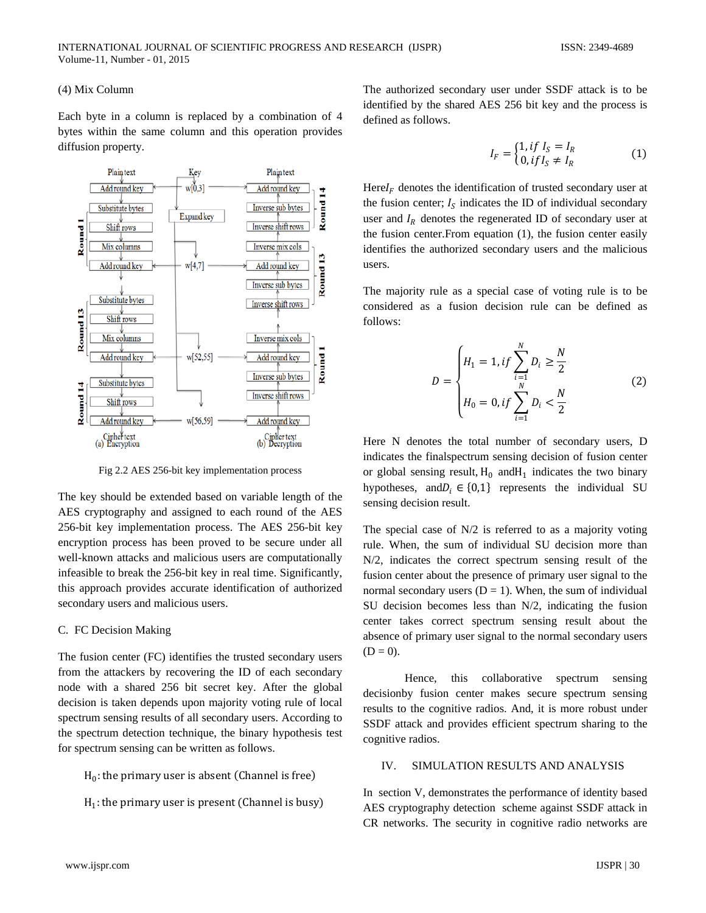(4) Mix Column

Each byte in a column is replaced by a combination of 4 bytes within the same column and this operation provides diffusion property.

Fig 2.2 AES 256-bit key implementation process

The key should be extended based on variable length of the AES cryptography and assigned to each round of the AES 256-bit key implementation process. The AES 256-bit key encryption process has been proved to be secure under all well-known attacks and malicious users are computationally infeasible to break the 256-bit key in real time. Significantly, this approach provides accurate identification of authorized secondary users and malicious users.

C. FC Decision Making

The fusion center (FC) identifies the trusted secondary users from the attackers by recovering the ID of each secondary node with a shared 256 bit secret key. After the global decision is taken depends upon majority voting rule of local spectrum sensing results of all secondary users. According to the spectrum detection technique, the binary hypothesis test for spectrum sensing can be written as follows.

$H_0$: the primary user is absent (Channel is free)

$H_1$: the primary user is present (Channel is busy)

The authorized secondary user under SSDF attack is to be identified by the shared AES 256 bit key and the process is defined as follows.

$$I_F = \begin{cases} 1, if\ I_S = I_R \\ 0, if I_S \neq I_R \end{cases} \quad (1)$$

Here $I_F$ denotes the identification of trusted secondary user at the fusion center; $I_S$ indicates the ID of individual secondary user and $I_R$ denotes the regenerated ID of secondary user at the fusion center.From equation (1), the fusion center easily identifies the authorized secondary users and the malicious users.

The majority rule as a special case of voting rule is to be considered as a fusion decision rule can be defined as follows:

$$D = \begin{cases} H_1 = 1, if \sum_{i=1}^{N} D_i \geq \frac{N}{2} \\ H_0 = 0, if \sum_{i=1}^{N} D_i < \frac{N}{2} \end{cases} \quad (2)$$

Here N denotes the total number of secondary users, D indicates the finalspectrum sensing decision of fusion center or global sensing result, $H_0$ and $H_1$ indicates the two binary hypotheses, and $D_i \in \{0,1\}$ represents the individual SU sensing decision result.

The special case of N/2 is referred to as a majority voting rule. When, the sum of individual SU decision more than N/2, indicates the correct spectrum sensing result of the fusion center about the presence of primary user signal to the normal secondary users (D = 1). When, the sum of individual SU decision becomes less than N/2, indicating the fusion center takes correct spectrum sensing result about the absence of primary user signal to the normal secondary users (D = 0).

Hence, this collaborative spectrum sensing decisionby fusion center makes secure spectrum sensing results to the cognitive radios. And, it is more robust under SSDF attack and provides efficient spectrum sharing to the cognitive radios.

## IV. SIMULATION RESULTS AND ANALYSIS

In section V, demonstrates the performance of identity based AES cryptography detection scheme against SSDF attack in CR networks. The security in cognitive radio networks are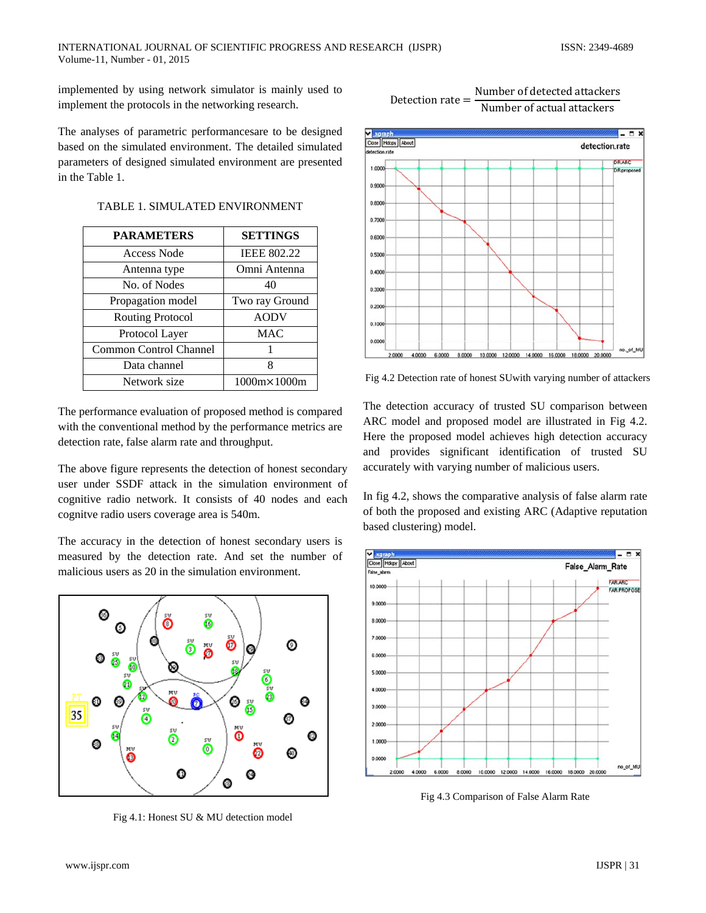implemented by using network simulator is mainly used to implement the protocols in the networking research.

The analyses of parametric performancesare to be designed based on the simulated environment. The detailed simulated parameters of designed simulated environment are presented in the Table 1.

TABLE 1. SIMULATED ENVIRONMENT

| PARAMETERS | SETTINGS |
|---|---|
| Access Node | IEEE 802.22 |
| Antenna type | Omni Antenna |
| No. of Nodes | 40 |
| Propagation model | Two ray Ground |
| Routing Protocol | AODV |
| Protocol Layer | MAC |
| Common Control Channel | 1 |
| Data channel | 8 |
| Network size | 1000m×1000m |

The performance evaluation of proposed method is compared with the conventional method by the performance metrics are detection rate, false alarm rate and throughput.

The above figure represents the detection of honest secondary user under SSDF attack in the simulation environment of cognitive radio network. It consists of 40 nodes and each cognitve radio users coverage area is 540m.

The accuracy in the detection of honest secondary users is measured by the detection rate. And set the number of malicious users as 20 in the simulation environment.

Fig 4.1: Honest SU & MU detection model

$$\text{Detection rate} = \frac{\text{Number of detected attackers}}{\text{Number of actual attackers}}$$

Fig 4.2 Detection rate of honest SUwith varying number of attackers

The detection accuracy of trusted SU comparison between ARC model and proposed model are illustrated in Fig 4.2. Here the proposed model achieves high detection accuracy and provides significant identification of trusted SU accurately with varying number of malicious users.

In fig 4.2, shows the comparative analysis of false alarm rate of both the proposed and existing ARC (Adaptive reputation based clustering) model.

Fig 4.3 Comparison of False Alarm Rate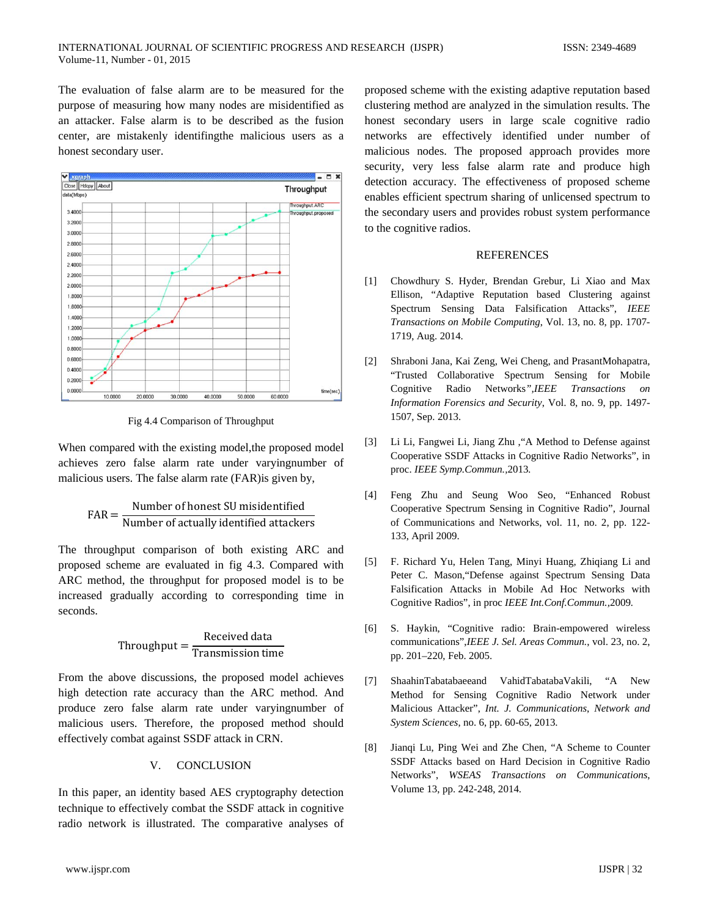The evaluation of false alarm are to be measured for the purpose of measuring how many nodes are misidentified as an attacker. False alarm is to be described as the fusion center, are mistakenly identifingthe malicious users as a honest secondary user.

Fig 4.4 Comparison of Throughput

When compared with the existing model,the proposed model achieves zero false alarm rate under varyingnumber of malicious users. The false alarm rate (FAR)is given by,

$$\text{FAR} = \frac{\text{Number of honest SU misidentified}}{\text{Number of actually identified attackers}}$$

The throughput comparison of both existing ARC and proposed scheme are evaluated in fig 4.3. Compared with ARC method, the throughput for proposed model is to be increased gradually according to corresponding time in seconds.

$$\text{Throughput} = \frac{\text{Received data}}{\text{Transmission time}}$$

From the above discussions, the proposed model achieves high detection rate accuracy than the ARC method. And produce zero false alarm rate under varyingnumber of malicious users. Therefore, the proposed method should effectively combat against SSDF attack in CRN.

## V. CONCLUSION

In this paper, an identity based AES cryptography detection technique to effectively combat the SSDF attack in cognitive radio network is illustrated. The comparative analyses of proposed scheme with the existing adaptive reputation based clustering method are analyzed in the simulation results. The honest secondary users in large scale cognitive radio networks are effectively identified under number of malicious nodes. The proposed approach provides more security, very less false alarm rate and produce high detection accuracy. The effectiveness of proposed scheme enables efficient spectrum sharing of unlicensed spectrum to the secondary users and provides robust system performance to the cognitive radios.

## REFERENCES

[1] Chowdhury S. Hyder, Brendan Grebur, Li Xiao and Max Ellison, "Adaptive Reputation based Clustering against Spectrum Sensing Data Falsification Attacks", *IEEE Transactions on Mobile Computing*, Vol. 13, no. 8, pp. 1707-1719, Aug. 2014.

[2] Shraboni Jana, Kai Zeng, Wei Cheng, and PrasantMohapatra, "Trusted Collaborative Spectrum Sensing for Mobile Cognitive Radio Networks",*IEEE Transactions on Information Forensics and Security*, Vol. 8, no. 9, pp. 1497-1507, Sep. 2013.

[3] Li Li, Fangwei Li, Jiang Zhu ,"A Method to Defense against Cooperative SSDF Attacks in Cognitive Radio Networks", in proc. *IEEE Symp.Commun.*,2013.

[4] Feng Zhu and Seung Woo Seo, "Enhanced Robust Cooperative Spectrum Sensing in Cognitive Radio", Journal of Communications and Networks, vol. 11, no. 2, pp. 122-133, April 2009.

[5] F. Richard Yu, Helen Tang, Minyi Huang, Zhiqiang Li and Peter C. Mason,"Defense against Spectrum Sensing Data Falsification Attacks in Mobile Ad Hoc Networks with Cognitive Radios", in proc *IEEE Int.Conf.Commun.*,2009.

[6] S. Haykin, "Cognitive radio: Brain-empowered wireless communications",*IEEE J. Sel. Areas Commun.*, vol. 23, no. 2, pp. 201–220, Feb. 2005.

[7] ShaahinTabatabaeeand VahidTabatabaVakili, "A New Method for Sensing Cognitive Radio Network under Malicious Attacker", *Int. J. Communications, Network and System Sciences*, no. 6, pp. 60-65, 2013.

[8] Jianqi Lu, Ping Wei and Zhe Chen, "A Scheme to Counter SSDF Attacks based on Hard Decision in Cognitive Radio Networks", *WSEAS Transactions on Communications*, Volume 13, pp. 242-248, 2014.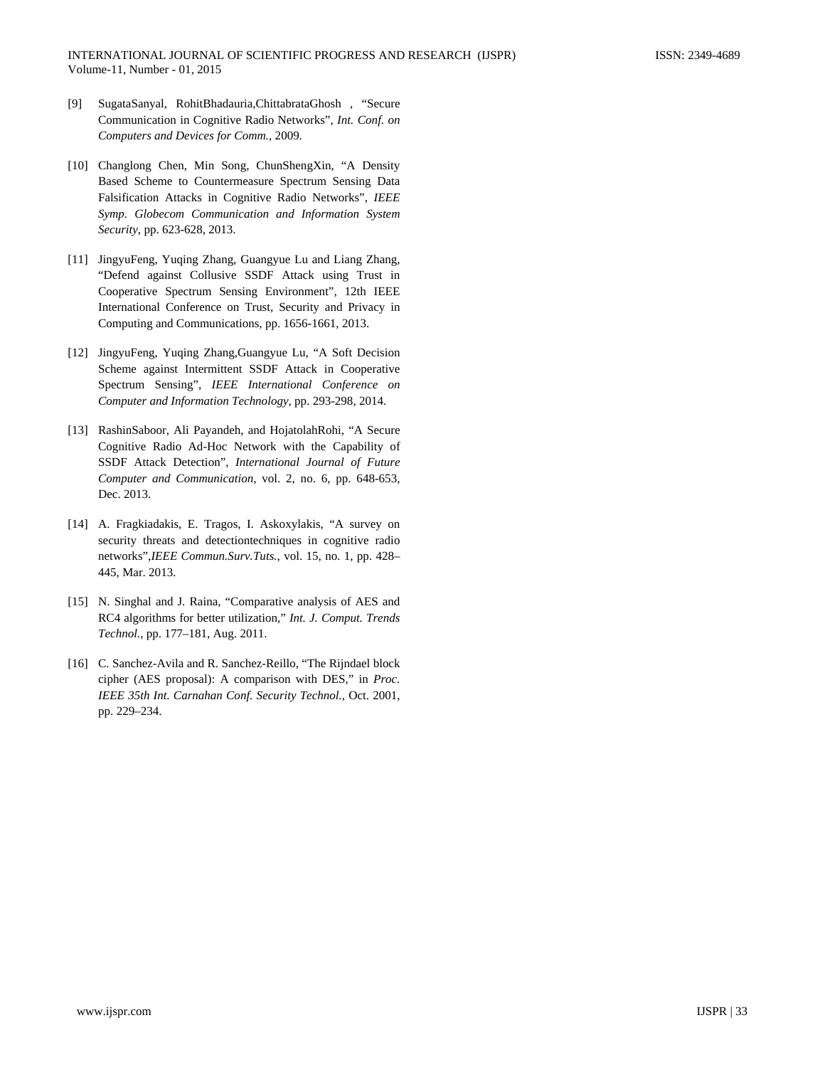[9] SugataSanyal, RohitBhadauria,ChittabrataGhosh , "Secure Communication in Cognitive Radio Networks", *Int. Conf. on Computers and Devices for Comm.*, 2009.

[10] Changlong Chen, Min Song, ChunShengXin, "A Density Based Scheme to Countermeasure Spectrum Sensing Data Falsification Attacks in Cognitive Radio Networks", *IEEE Symp. Globecom Communication and Information System Security*, pp. 623-628, 2013.

[11] JingyuFeng, Yuqing Zhang, Guangyue Lu and Liang Zhang, "Defend against Collusive SSDF Attack using Trust in Cooperative Spectrum Sensing Environment", 12th IEEE International Conference on Trust, Security and Privacy in Computing and Communications, pp. 1656-1661, 2013.

[12] JingyuFeng, Yuqing Zhang,Guangyue Lu, "A Soft Decision Scheme against Intermittent SSDF Attack in Cooperative Spectrum Sensing", *IEEE International Conference on Computer and Information Technology*, pp. 293-298, 2014.

[13] RashinSaboor, Ali Payandeh, and HojatolahRohi, "A Secure Cognitive Radio Ad-Hoc Network with the Capability of SSDF Attack Detection", *International Journal of Future Computer and Communication*, vol. 2, no. 6, pp. 648-653, Dec. 2013.

[14] A. Fragkiadakis, E. Tragos, I. Askoxylakis, "A survey on security threats and detectiontechniques in cognitive radio networks",*IEEE Commun.Surv.Tuts.*, vol. 15, no. 1, pp. 428–445, Mar. 2013.

[15] N. Singhal and J. Raina, "Comparative analysis of AES and RC4 algorithms for better utilization," *Int. J. Comput. Trends Technol.*, pp. 177–181, Aug. 2011.

[16] C. Sanchez-Avila and R. Sanchez-Reillo, "The Rijndael block cipher (AES proposal): A comparison with DES," in *Proc. IEEE 35th Int. Carnahan Conf. Security Technol.*, Oct. 2001, pp. 229–234.